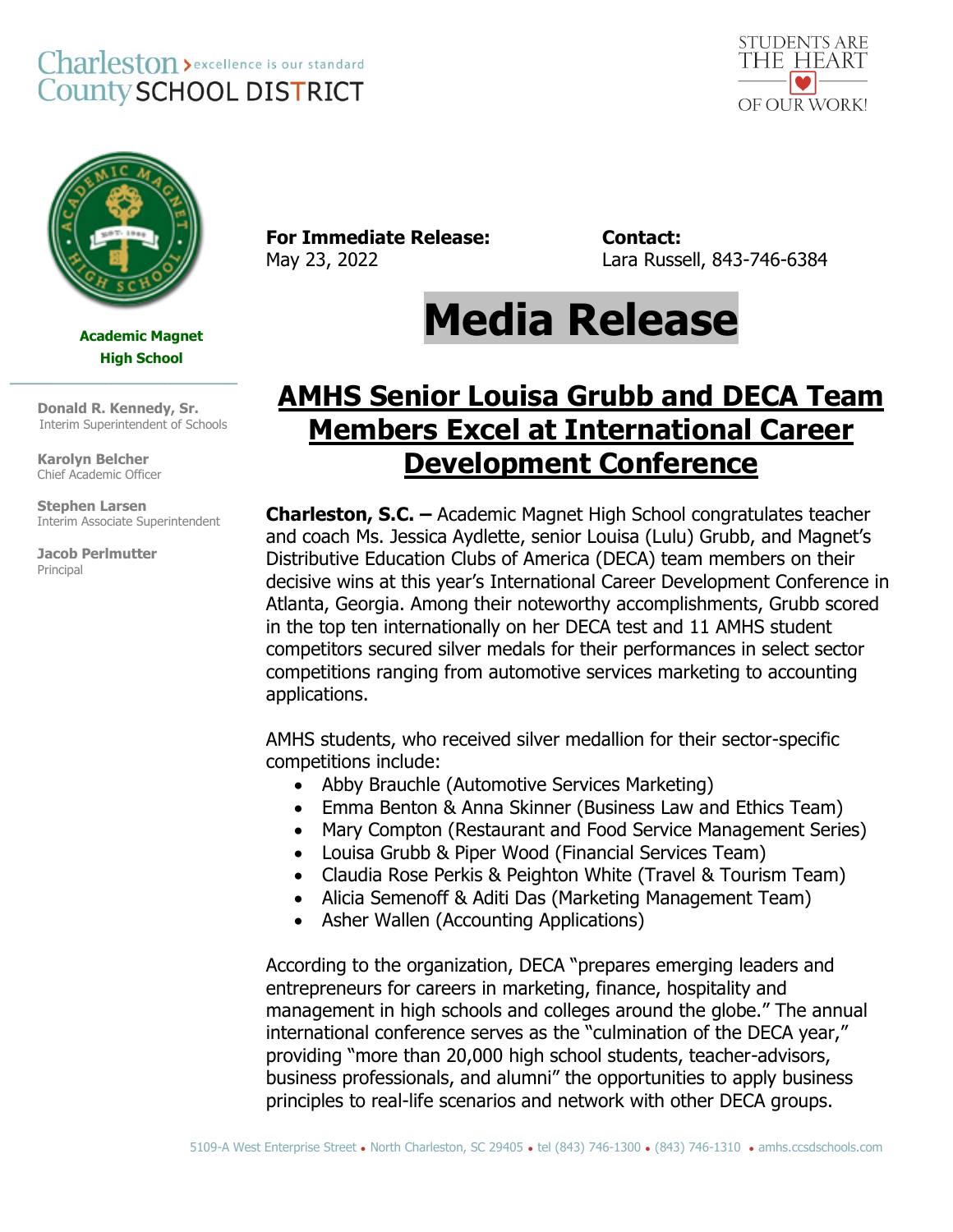Charleston County SCHOOL DISTRICT › excellence is our standard

STUDENTS ARE THE HEART OF OUR WORK!

**Academic Magnet High School**

**Donald R. Kennedy, Sr.**
Interim Superintendent of Schools

**Karolyn Belcher**
Chief Academic Officer

**Stephen Larsen**
Interim Associate Superintendent

**Jacob Perlmutter**
Principal

**For Immediate Release:**
May 23, 2022

**Contact:**
Lara Russell, 843-746-6384

# Media Release

## AMHS Senior Louisa Grubb and DECA Team Members Excel at International Career Development Conference

**Charleston, S.C. –** Academic Magnet High School congratulates teacher and coach Ms. Jessica Aydlette, senior Louisa (Lulu) Grubb, and Magnet's Distributive Education Clubs of America (DECA) team members on their decisive wins at this year's International Career Development Conference in Atlanta, Georgia. Among their noteworthy accomplishments, Grubb scored in the top ten internationally on her DECA test and 11 AMHS student competitors secured silver medals for their performances in select sector competitions ranging from automotive services marketing to accounting applications.

AMHS students, who received silver medallion for their sector-specific competitions include:

- Abby Brauchle (Automotive Services Marketing)
- Emma Benton & Anna Skinner (Business Law and Ethics Team)
- Mary Compton (Restaurant and Food Service Management Series)
- Louisa Grubb & Piper Wood (Financial Services Team)
- Claudia Rose Perkis & Peighton White (Travel & Tourism Team)
- Alicia Semenoff & Aditi Das (Marketing Management Team)
- Asher Wallen (Accounting Applications)

According to the organization, DECA "prepares emerging leaders and entrepreneurs for careers in marketing, finance, hospitality and management in high schools and colleges around the globe." The annual international conference serves as the "culmination of the DECA year," providing "more than 20,000 high school students, teacher-advisors, business professionals, and alumni" the opportunities to apply business principles to real-life scenarios and network with other DECA groups.

5109-A West Enterprise Street • North Charleston, SC 29405 • tel (843) 746-1300 • (843) 746-1310 • amhs.ccsdschools.com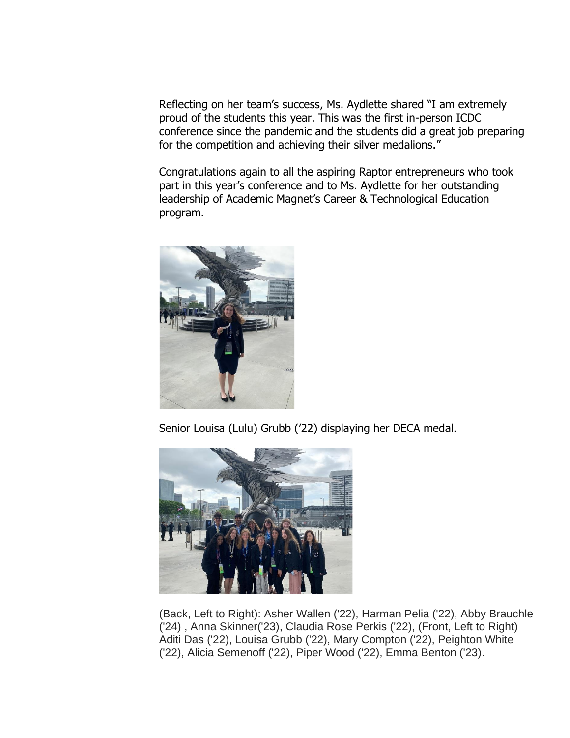Reflecting on her team's success, Ms. Aydlette shared "I am extremely proud of the students this year. This was the first in-person ICDC conference since the pandemic and the students did a great job preparing for the competition and achieving their silver medalions."

Congratulations again to all the aspiring Raptor entrepreneurs who took part in this year's conference and to Ms. Aydlette for her outstanding leadership of Academic Magnet's Career & Technological Education program.

Senior Louisa (Lulu) Grubb ('22) displaying her DECA medal.

(Back, Left to Right): Asher Wallen ('22), Harman Pelia ('22), Abby Brauchle ('24) , Anna Skinner('23), Claudia Rose Perkis ('22), (Front, Left to Right) Aditi Das ('22), Louisa Grubb ('22), Mary Compton ('22), Peighton White ('22), Alicia Semenoff ('22), Piper Wood ('22), Emma Benton ('23).